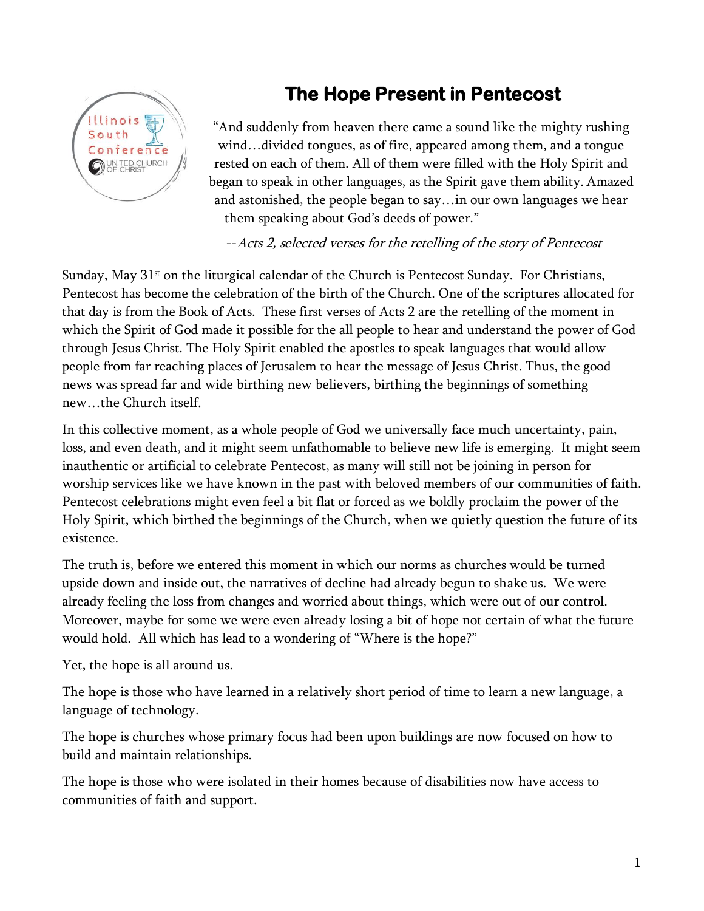# The Hope Present in Pentecost

"And suddenly from heaven there came a sound like the mighty rushing wind…divided tongues, as of fire, appeared among them, and a tongue rested on each of them. All of them were filled with the Holy Spirit and began to speak in other languages, as the Spirit gave them ability. Amazed and astonished, the people began to say…in our own languages we hear them speaking about God's deeds of power."

*--Acts 2, selected verses for the retelling of the story of Pentecost*

Sunday, May 31st on the liturgical calendar of the Church is Pentecost Sunday. For Christians, Pentecost has become the celebration of the birth of the Church. One of the scriptures allocated for that day is from the Book of Acts. These first verses of Acts 2 are the retelling of the moment in which the Spirit of God made it possible for the all people to hear and understand the power of God through Jesus Christ. The Holy Spirit enabled the apostles to speak languages that would allow people from far reaching places of Jerusalem to hear the message of Jesus Christ. Thus, the good news was spread far and wide birthing new believers, birthing the beginnings of something new…the Church itself.

In this collective moment, as a whole people of God we universally face much uncertainty, pain, loss, and even death, and it might seem unfathomable to believe new life is emerging. It might seem inauthentic or artificial to celebrate Pentecost, as many will still not be joining in person for worship services like we have known in the past with beloved members of our communities of faith. Pentecost celebrations might even feel a bit flat or forced as we boldly proclaim the power of the Holy Spirit, which birthed the beginnings of the Church, when we quietly question the future of its existence.

The truth is, before we entered this moment in which our norms as churches would be turned upside down and inside out, the narratives of decline had already begun to shake us. We were already feeling the loss from changes and worried about things, which were out of our control. Moreover, maybe for some we were even already losing a bit of hope not certain of what the future would hold. All which has lead to a wondering of "Where is the hope?"

Yet, the hope is all around us.

The hope is those who have learned in a relatively short period of time to learn a new language, a language of technology.

The hope is churches whose primary focus had been upon buildings are now focused on how to build and maintain relationships.

The hope is those who were isolated in their homes because of disabilities now have access to communities of faith and support.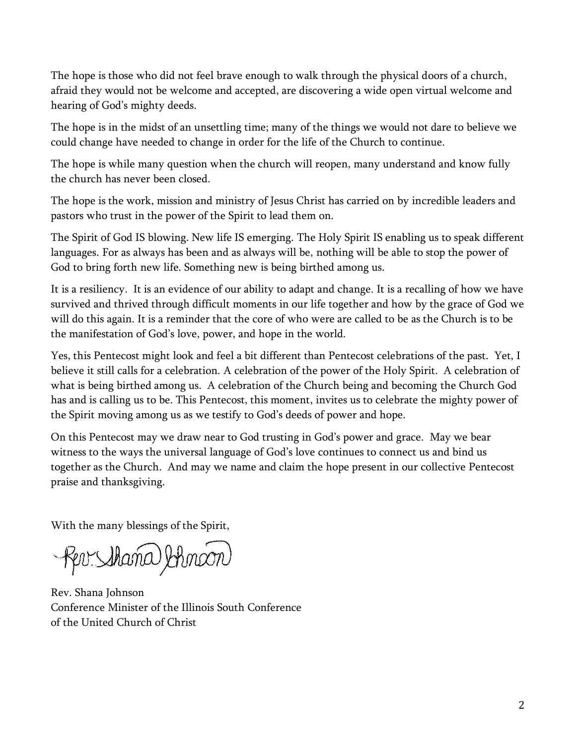The hope is those who did not feel brave enough to walk through the physical doors of a church, afraid they would not be welcome and accepted, are discovering a wide open virtual welcome and hearing of God's mighty deeds.

The hope is in the midst of an unsettling time; many of the things we would not dare to believe we could change have needed to change in order for the life of the Church to continue.

The hope is while many question when the church will reopen, many understand and know fully the church has never been closed.

The hope is the work, mission and ministry of Jesus Christ has carried on by incredible leaders and pastors who trust in the power of the Spirit to lead them on.

The Spirit of God IS blowing. New life IS emerging. The Holy Spirit IS enabling us to speak different languages. For as always has been and as always will be, nothing will be able to stop the power of God to bring forth new life. Something new is being birthed among us.

It is a resiliency. It is an evidence of our ability to adapt and change. It is a recalling of how we have survived and thrived through difficult moments in our life together and how by the grace of God we will do this again. It is a reminder that the core of who were are called to be as the Church is to be the manifestation of God's love, power, and hope in the world.

Yes, this Pentecost might look and feel a bit different than Pentecost celebrations of the past. Yet, I believe it still calls for a celebration. A celebration of the power of the Holy Spirit. A celebration of what is being birthed among us. A celebration of the Church being and becoming the Church God has and is calling us to be. This Pentecost, this moment, invites us to celebrate the mighty power of the Spirit moving among us as we testify to God's deeds of power and hope.

On this Pentecost may we draw near to God trusting in God's power and grace. May we bear witness to the ways the universal language of God's love continues to connect us and bind us together as the Church. And may we name and claim the hope present in our collective Pentecost praise and thanksgiving.

With the many blessings of the Spirit,

Rev. Shana Johnson

Rev. Shana Johnson
Conference Minister of the Illinois South Conference
of the United Church of Christ